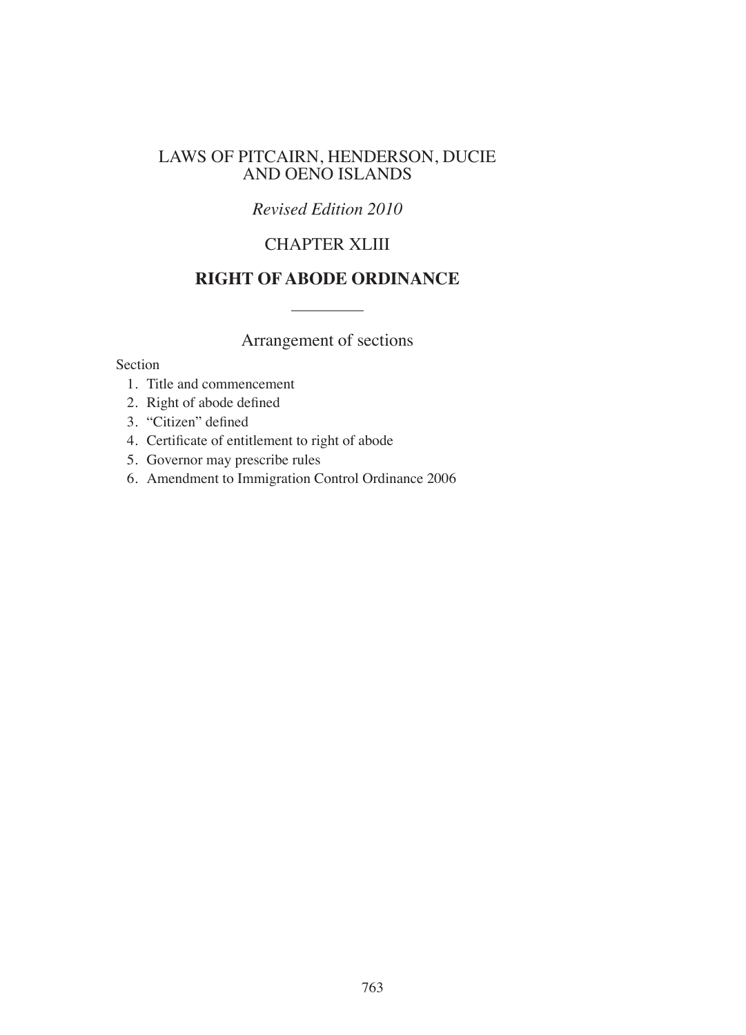# LAWS OF PITCAIRN, HENDERSON, DUCIE AND OENO ISLANDS

*Revised Edition 2010*

## CHAPTER XLIII

## RIGHT OF ABODE ORDINANCE

---

### Arrangement of sections

Section

1. Title and commencement
2. Right of abode defined
3. "Citizen" defined
4. Certificate of entitlement to right of abode
5. Governor may prescribe rules
6. Amendment to Immigration Control Ordinance 2006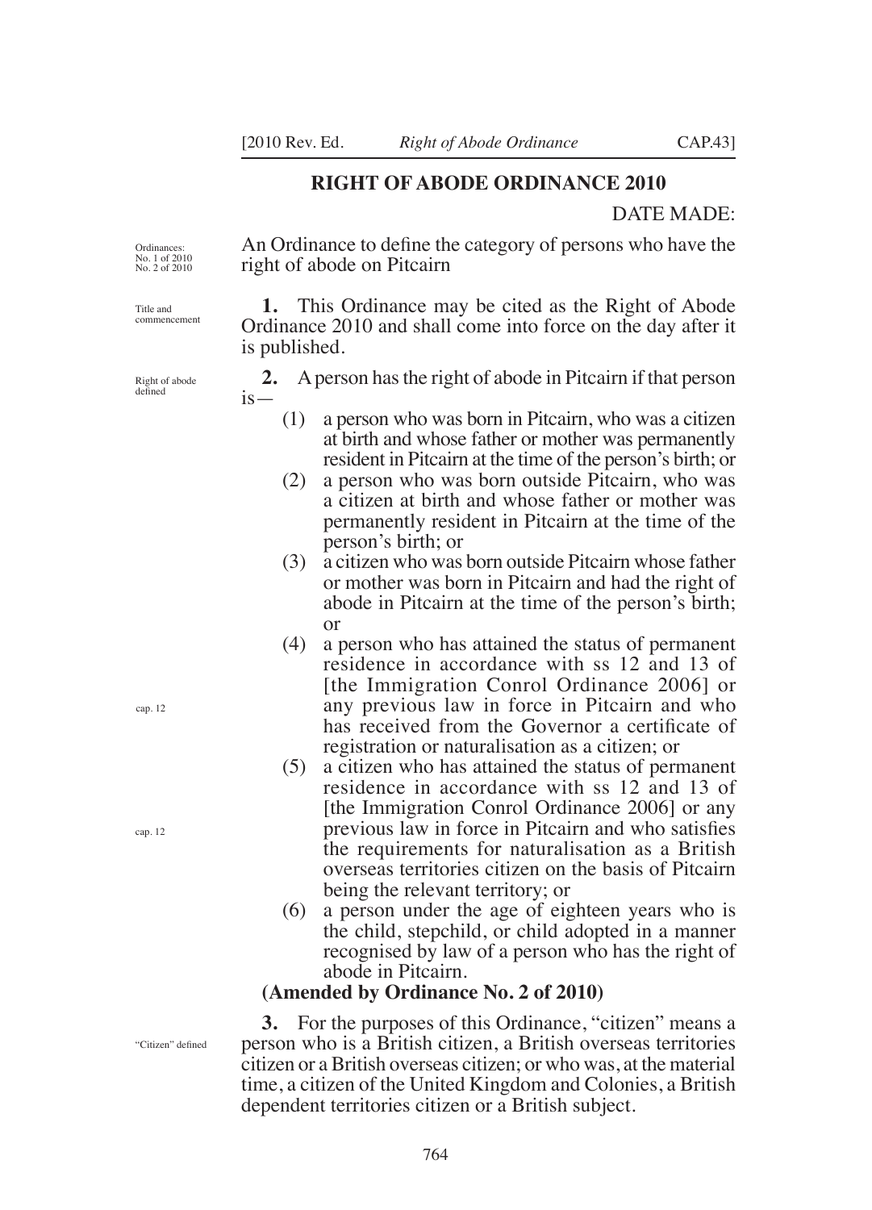## RIGHT OF ABODE ORDINANCE 2010

DATE MADE:

Ordinances: No. 1 of 2010 No. 2 of 2010

An Ordinance to define the category of persons who have the right of abode on Pitcairn

Title and commencement

**1.** This Ordinance may be cited as the Right of Abode Ordinance 2010 and shall come into force on the day after it is published.

Right of abode defined

**2.** A person has the right of abode in Pitcairn if that person is—

(1) a person who was born in Pitcairn, who was a citizen at birth and whose father or mother was permanently resident in Pitcairn at the time of the person's birth; or

(2) a person who was born outside Pitcairn, who was a citizen at birth and whose father or mother was permanently resident in Pitcairn at the time of the person's birth; or

(3) a citizen who was born outside Pitcairn whose father or mother was born in Pitcairn and had the right of abode in Pitcairn at the time of the person's birth; or

(4) a person who has attained the status of permanent residence in accordance with ss 12 and 13 of [the Immigration Conrol Ordinance 2006] or any previous law in force in Pitcairn and who has received from the Governor a certificate of registration or naturalisation as a citizen; or

cap. 12

(5) a citizen who has attained the status of permanent residence in accordance with ss 12 and 13 of [the Immigration Conrol Ordinance 2006] or any previous law in force in Pitcairn and who satisfies the requirements for naturalisation as a British overseas territories citizen on the basis of Pitcairn being the relevant territory; or

cap. 12

(6) a person under the age of eighteen years who is the child, stepchild, or child adopted in a manner recognised by law of a person who has the right of abode in Pitcairn.

**(Amended by Ordinance No. 2 of 2010)**

"Citizen" defined

**3.** For the purposes of this Ordinance, "citizen" means a person who is a British citizen, a British overseas territories citizen or a British overseas citizen; or who was, at the material time, a citizen of the United Kingdom and Colonies, a British dependent territories citizen or a British subject.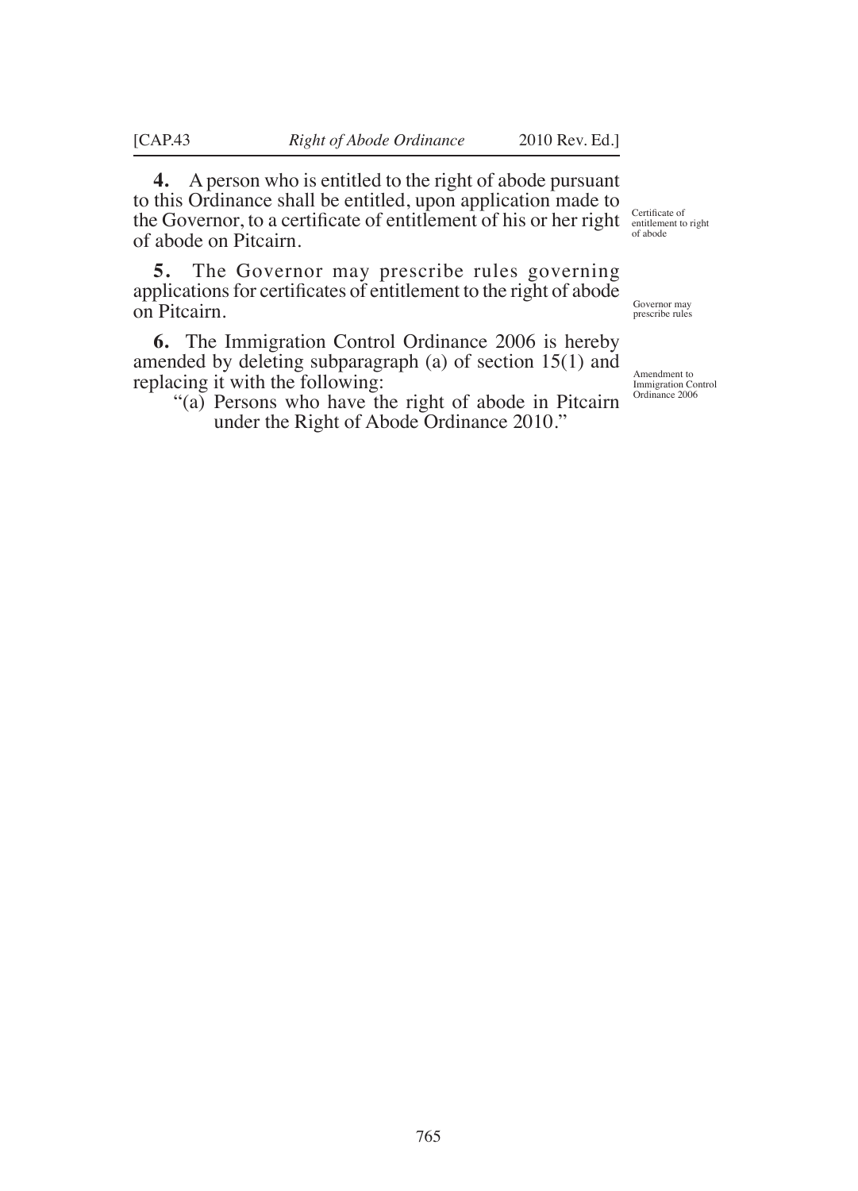**4.** A person who is entitled to the right of abode pursuant to this Ordinance shall be entitled, upon application made to the Governor, to a certificate of entitlement of his or her right of abode on Pitcairn.

Certificate of entitlement to right of abode

**5.** The Governor may prescribe rules governing applications for certificates of entitlement to the right of abode on Pitcairn.

Governor may prescribe rules

**6.** The Immigration Control Ordinance 2006 is hereby amended by deleting subparagraph (a) of section 15(1) and replacing it with the following:

"(a) Persons who have the right of abode in Pitcairn under the Right of Abode Ordinance 2010."

Amendment to Immigration Control Ordinance 2006